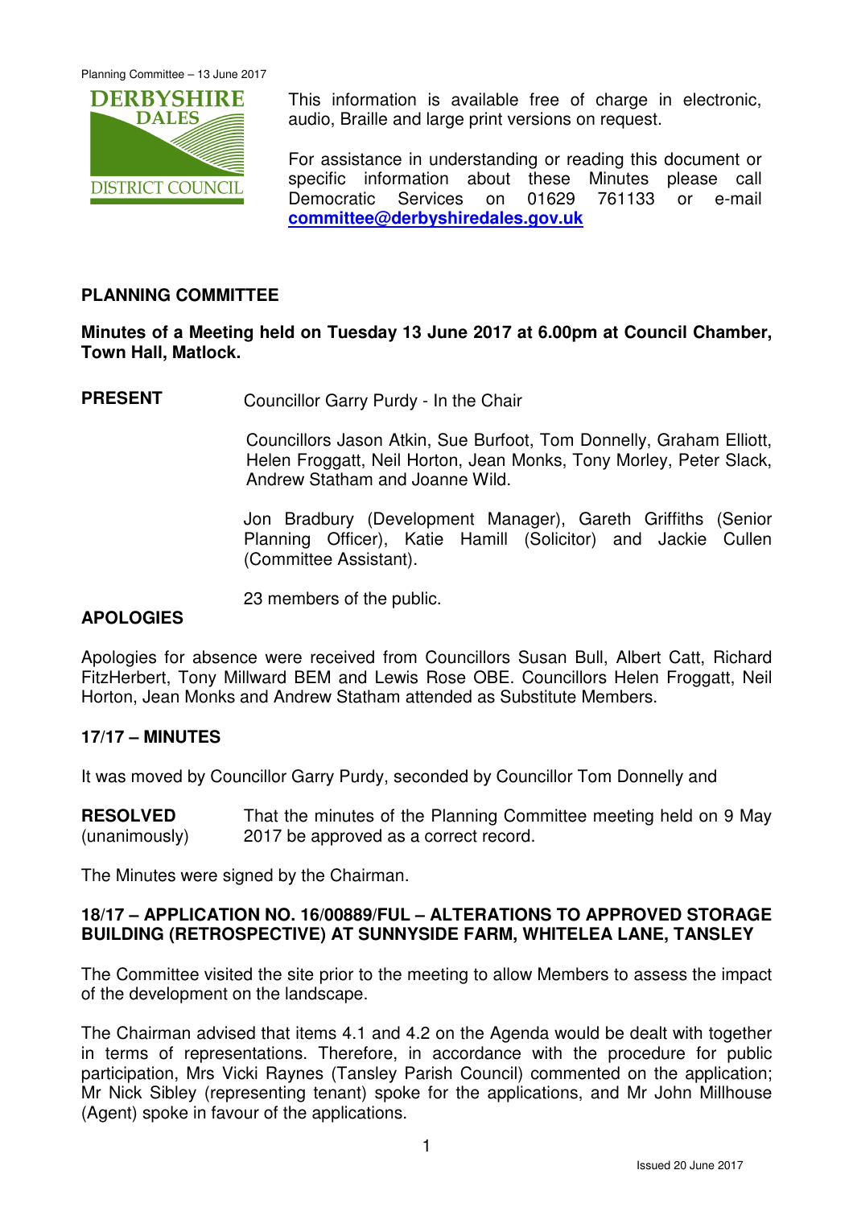This information is available free of charge in electronic, audio, Braille and large print versions on request.

For assistance in understanding or reading this document or specific information about these Minutes please call Democratic Services on 01629 761133 or e-mail **committee@derbyshiredales.gov.uk**

## PLANNING COMMITTEE

**Minutes of a Meeting held on Tuesday 13 June 2017 at 6.00pm at Council Chamber, Town Hall, Matlock.**

**PRESENT** Councillor Garry Purdy - In the Chair

Councillors Jason Atkin, Sue Burfoot, Tom Donnelly, Graham Elliott, Helen Froggatt, Neil Horton, Jean Monks, Tony Morley, Peter Slack, Andrew Statham and Joanne Wild.

Jon Bradbury (Development Manager), Gareth Griffiths (Senior Planning Officer), Katie Hamill (Solicitor) and Jackie Cullen (Committee Assistant).

23 members of the public.

**APOLOGIES**

Apologies for absence were received from Councillors Susan Bull, Albert Catt, Richard FitzHerbert, Tony Millward BEM and Lewis Rose OBE. Councillors Helen Froggatt, Neil Horton, Jean Monks and Andrew Statham attended as Substitute Members.

### 17/17 – MINUTES

It was moved by Councillor Garry Purdy, seconded by Councillor Tom Donnelly and

**RESOLVED** (unanimously) That the minutes of the Planning Committee meeting held on 9 May 2017 be approved as a correct record.

The Minutes were signed by the Chairman.

### 18/17 – APPLICATION NO. 16/00889/FUL – ALTERATIONS TO APPROVED STORAGE BUILDING (RETROSPECTIVE) AT SUNNYSIDE FARM, WHITELEA LANE, TANSLEY

The Committee visited the site prior to the meeting to allow Members to assess the impact of the development on the landscape.

The Chairman advised that items 4.1 and 4.2 on the Agenda would be dealt with together in terms of representations. Therefore, in accordance with the procedure for public participation, Mrs Vicki Raynes (Tansley Parish Council) commented on the application; Mr Nick Sibley (representing tenant) spoke for the applications, and Mr John Millhouse (Agent) spoke in favour of the applications.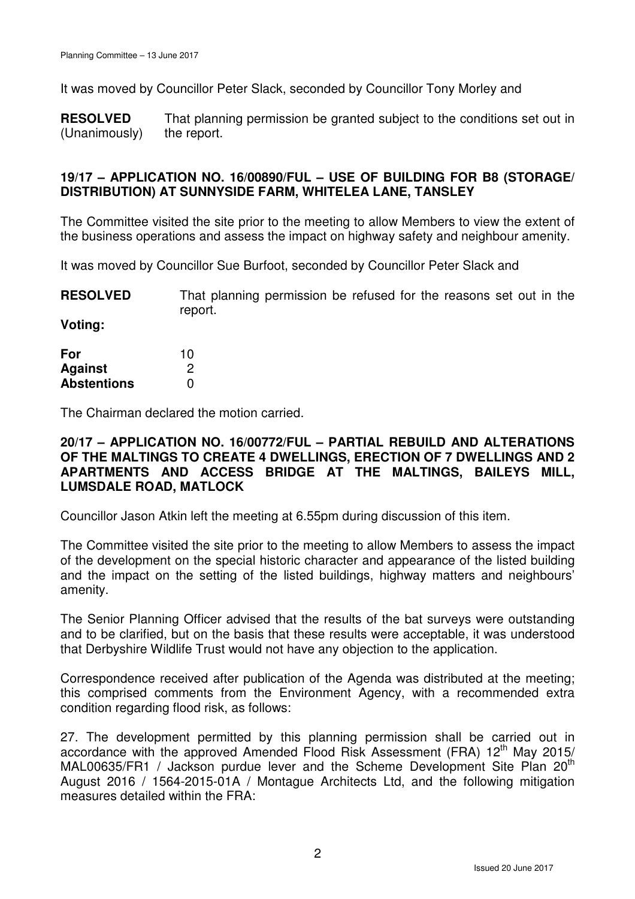It was moved by Councillor Peter Slack, seconded by Councillor Tony Morley and

**RESOLVED** (Unanimously) That planning permission be granted subject to the conditions set out in the report.

## 19/17 – APPLICATION NO. 16/00890/FUL – USE OF BUILDING FOR B8 (STORAGE/ DISTRIBUTION) AT SUNNYSIDE FARM, WHITELEA LANE, TANSLEY

The Committee visited the site prior to the meeting to allow Members to view the extent of the business operations and assess the impact on highway safety and neighbour amenity.

It was moved by Councillor Sue Burfoot, seconded by Councillor Peter Slack and

**RESOLVED** That planning permission be refused for the reasons set out in the report.

**Voting:**

| | |
|---|---|
| **For** | 10 |
| **Against** | 2 |
| **Abstentions** | 0 |

The Chairman declared the motion carried.

## 20/17 – APPLICATION NO. 16/00772/FUL – PARTIAL REBUILD AND ALTERATIONS OF THE MALTINGS TO CREATE 4 DWELLINGS, ERECTION OF 7 DWELLINGS AND 2 APARTMENTS AND ACCESS BRIDGE AT THE MALTINGS, BAILEYS MILL, LUMSDALE ROAD, MATLOCK

Councillor Jason Atkin left the meeting at 6.55pm during discussion of this item.

The Committee visited the site prior to the meeting to allow Members to assess the impact of the development on the special historic character and appearance of the listed building and the impact on the setting of the listed buildings, highway matters and neighbours' amenity.

The Senior Planning Officer advised that the results of the bat surveys were outstanding and to be clarified, but on the basis that these results were acceptable, it was understood that Derbyshire Wildlife Trust would not have any objection to the application.

Correspondence received after publication of the Agenda was distributed at the meeting; this comprised comments from the Environment Agency, with a recommended extra condition regarding flood risk, as follows:

27. The development permitted by this planning permission shall be carried out in accordance with the approved Amended Flood Risk Assessment (FRA) 12th May 2015/ MAL00635/FR1 / Jackson purdue lever and the Scheme Development Site Plan 20th August 2016 / 1564-2015-01A / Montague Architects Ltd, and the following mitigation measures detailed within the FRA: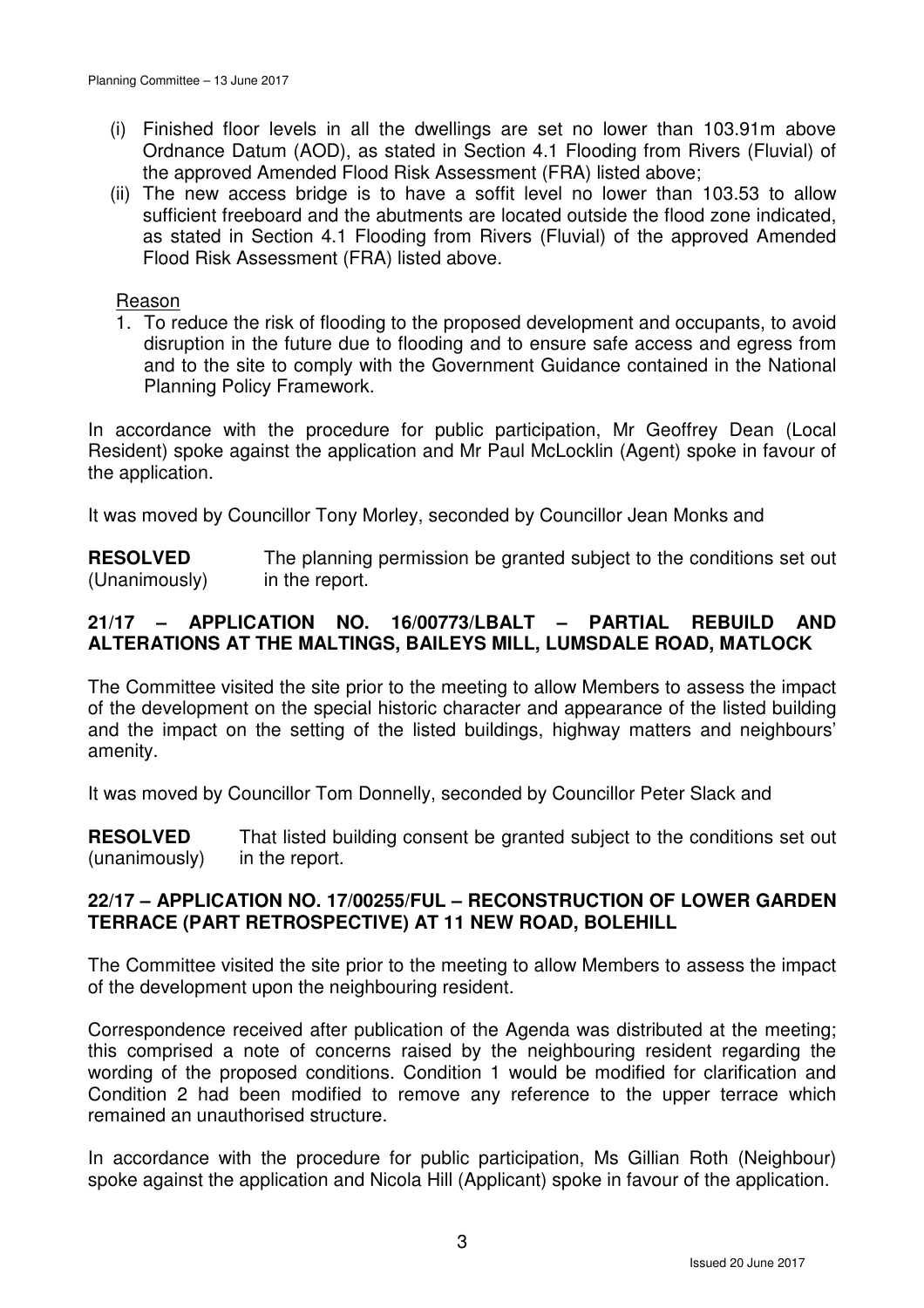(i) Finished floor levels in all the dwellings are set no lower than 103.91m above Ordnance Datum (AOD), as stated in Section 4.1 Flooding from Rivers (Fluvial) of the approved Amended Flood Risk Assessment (FRA) listed above;

(ii) The new access bridge is to have a soffit level no lower than 103.53 to allow sufficient freeboard and the abutments are located outside the flood zone indicated, as stated in Section 4.1 Flooding from Rivers (Fluvial) of the approved Amended Flood Risk Assessment (FRA) listed above.

Reason

1. To reduce the risk of flooding to the proposed development and occupants, to avoid disruption in the future due to flooding and to ensure safe access and egress from and to the site to comply with the Government Guidance contained in the National Planning Policy Framework.

In accordance with the procedure for public participation, Mr Geoffrey Dean (Local Resident) spoke against the application and Mr Paul McLocklin (Agent) spoke in favour of the application.

It was moved by Councillor Tony Morley, seconded by Councillor Jean Monks and

**RESOLVED** (Unanimously) The planning permission be granted subject to the conditions set out in the report.

## 21/17 – APPLICATION NO. 16/00773/LBALT – PARTIAL REBUILD AND ALTERATIONS AT THE MALTINGS, BAILEYS MILL, LUMSDALE ROAD, MATLOCK

The Committee visited the site prior to the meeting to allow Members to assess the impact of the development on the special historic character and appearance of the listed building and the impact on the setting of the listed buildings, highway matters and neighbours' amenity.

It was moved by Councillor Tom Donnelly, seconded by Councillor Peter Slack and

**RESOLVED** (unanimously) That listed building consent be granted subject to the conditions set out in the report.

## 22/17 – APPLICATION NO. 17/00255/FUL – RECONSTRUCTION OF LOWER GARDEN TERRACE (PART RETROSPECTIVE) AT 11 NEW ROAD, BOLEHILL

The Committee visited the site prior to the meeting to allow Members to assess the impact of the development upon the neighbouring resident.

Correspondence received after publication of the Agenda was distributed at the meeting; this comprised a note of concerns raised by the neighbouring resident regarding the wording of the proposed conditions. Condition 1 would be modified for clarification and Condition 2 had been modified to remove any reference to the upper terrace which remained an unauthorised structure.

In accordance with the procedure for public participation, Ms Gillian Roth (Neighbour) spoke against the application and Nicola Hill (Applicant) spoke in favour of the application.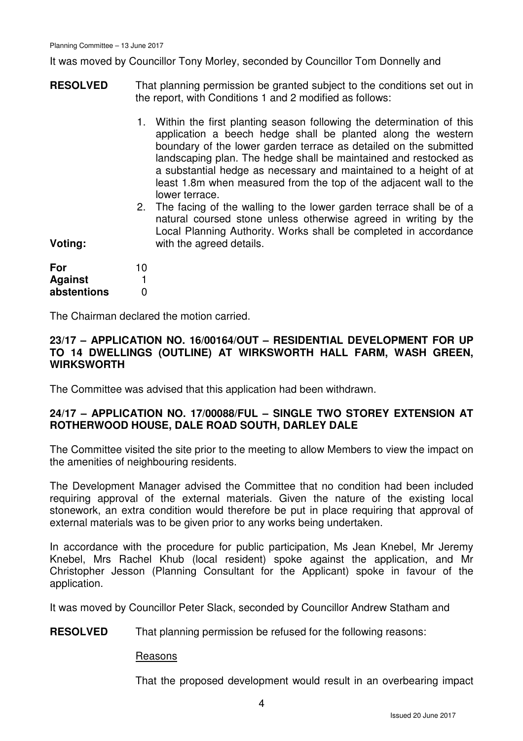It was moved by Councillor Tony Morley, seconded by Councillor Tom Donnelly and

**RESOLVED** That planning permission be granted subject to the conditions set out in the report, with Conditions 1 and 2 modified as follows:

1. Within the first planting season following the determination of this application a beech hedge shall be planted along the western boundary of the lower garden terrace as detailed on the submitted landscaping plan. The hedge shall be maintained and restocked as a substantial hedge as necessary and maintained to a height of at least 1.8m when measured from the top of the adjacent wall to the lower terrace.
2. The facing of the walling to the lower garden terrace shall be of a natural coursed stone unless otherwise agreed in writing by the Local Planning Authority. Works shall be completed in accordance with the agreed details.

**Voting:**

| | |
|---|---|
| **For** | 10 |
| **Against** | 1 |
| **abstentions** | 0 |

The Chairman declared the motion carried.

**23/17 – APPLICATION NO. 16/00164/OUT – RESIDENTIAL DEVELOPMENT FOR UP TO 14 DWELLINGS (OUTLINE) AT WIRKSWORTH HALL FARM, WASH GREEN, WIRKSWORTH**

The Committee was advised that this application had been withdrawn.

**24/17 – APPLICATION NO. 17/00088/FUL – SINGLE TWO STOREY EXTENSION AT ROTHERWOOD HOUSE, DALE ROAD SOUTH, DARLEY DALE**

The Committee visited the site prior to the meeting to allow Members to view the impact on the amenities of neighbouring residents.

The Development Manager advised the Committee that no condition had been included requiring approval of the external materials. Given the nature of the existing local stonework, an extra condition would therefore be put in place requiring that approval of external materials was to be given prior to any works being undertaken.

In accordance with the procedure for public participation, Ms Jean Knebel, Mr Jeremy Knebel, Mrs Rachel Khub (local resident) spoke against the application, and Mr Christopher Jesson (Planning Consultant for the Applicant) spoke in favour of the application.

It was moved by Councillor Peter Slack, seconded by Councillor Andrew Statham and

**RESOLVED** That planning permission be refused for the following reasons:

Reasons

That the proposed development would result in an overbearing impact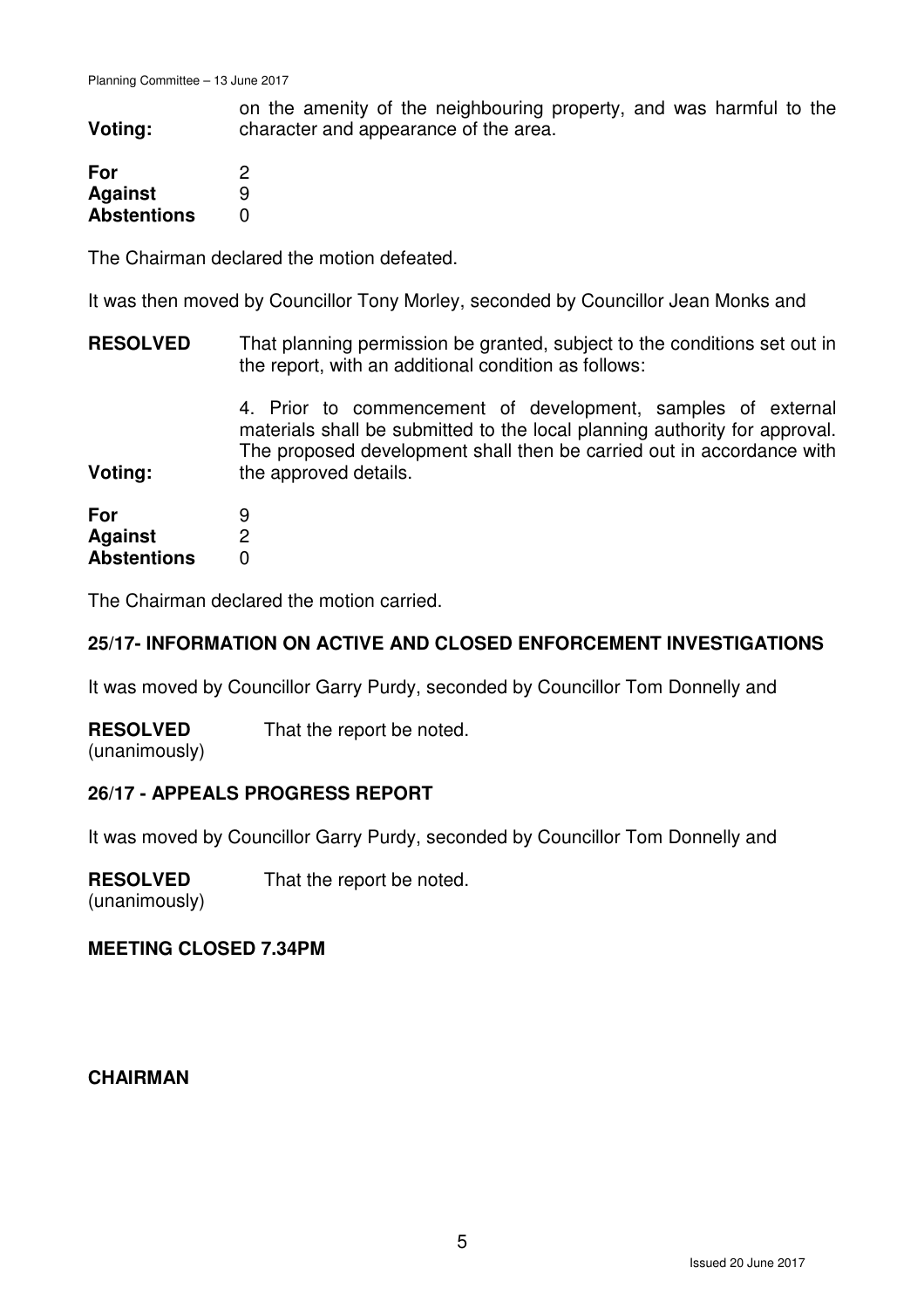on the amenity of the neighbouring property, and was harmful to the character and appearance of the area.

**Voting:**

| | |
|---|---|
| **For** | 2 |
| **Against** | 9 |
| **Abstentions** | 0 |

The Chairman declared the motion defeated.

It was then moved by Councillor Tony Morley, seconded by Councillor Jean Monks and

**RESOLVED** That planning permission be granted, subject to the conditions set out in the report, with an additional condition as follows:

4. Prior to commencement of development, samples of external materials shall be submitted to the local planning authority for approval. The proposed development shall then be carried out in accordance with the approved details.

**Voting:**

| | |
|---|---|
| **For** | 9 |
| **Against** | 2 |
| **Abstentions** | 0 |

The Chairman declared the motion carried.

## 25/17- INFORMATION ON ACTIVE AND CLOSED ENFORCEMENT INVESTIGATIONS

It was moved by Councillor Garry Purdy, seconded by Councillor Tom Donnelly and

**RESOLVED** (unanimously) That the report be noted.

## 26/17 - APPEALS PROGRESS REPORT

It was moved by Councillor Garry Purdy, seconded by Councillor Tom Donnelly and

**RESOLVED** (unanimously) That the report be noted.

**MEETING CLOSED 7.34PM**

**CHAIRMAN**

Issued 20 June 2017